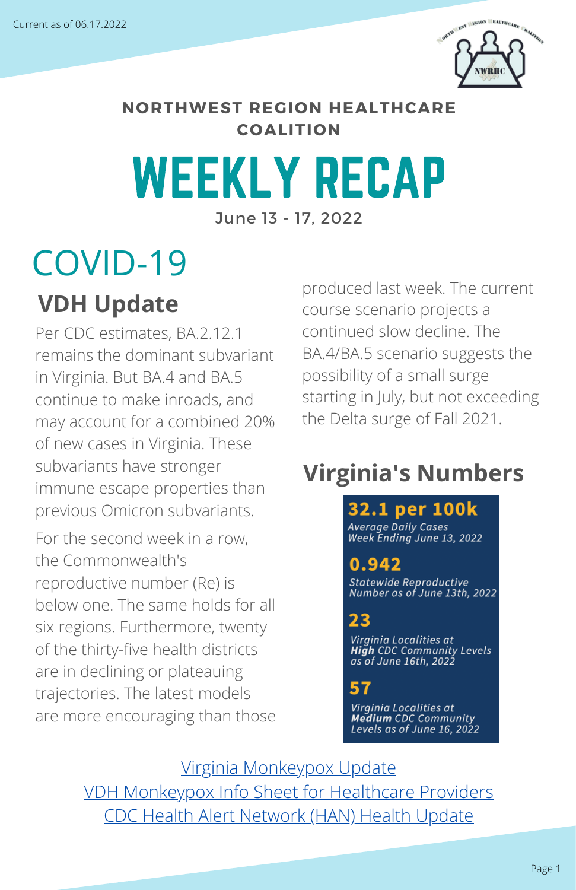Current as of 06.17.2022

NORTHWEST REGION HEALTHCARE COALITION

# WEEKLY RECAP

June 13 - 17, 2022

# COVID-19

## VDH Update

Per CDC estimates, BA.2.12.1 remains the dominant subvariant in Virginia. But BA.4 and BA.5 continue to make inroads, and may account for a combined 20% of new cases in Virginia. These subvariants have stronger immune escape properties than previous Omicron subvariants.

For the second week in a row, the Commonwealth's reproductive number (Re) is below one. The same holds for all six regions. Furthermore, twenty of the thirty-five health districts are in declining or plateauing trajectories. The latest models are more encouraging than those produced last week. The current course scenario projects a continued slow decline. The BA.4/BA.5 scenario suggests the possibility of a small surge starting in July, but not exceeding the Delta surge of Fall 2021.

## Virginia's Numbers

**32.1 per 100k**
*Average Daily Cases Week Ending June 13, 2022*

**0.942**
*Statewide Reproductive Number as of June 13th, 2022*

**23**
*Virginia Localities at **High** CDC Community Levels as of June 16th, 2022*

**57**
*Virginia Localities at **Medium** CDC Community Levels as of June 16, 2022*

Virginia Monkeypox Update

VDH Monkeypox Info Sheet for Healthcare Providers

CDC Health Alert Network (HAN) Health Update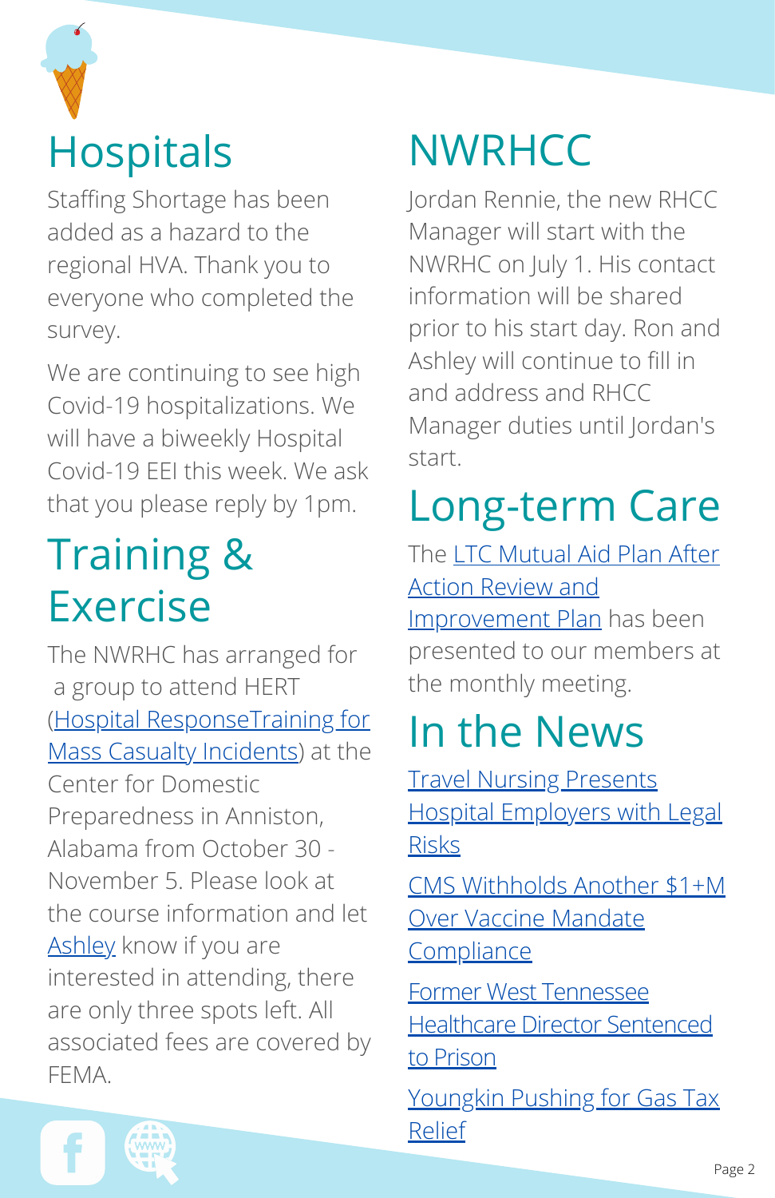## Hospitals

Staffing Shortage has been added as a hazard to the regional HVA. Thank you to everyone who completed the survey.

We are continuing to see high Covid-19 hospitalizations. We will have a biweekly Hospital Covid-19 EEI this week. We ask that you please reply by 1pm.

## Training & Exercise

The NWRHC has arranged for a group to attend HERT (Hospital ResponseTraining for Mass Casualty Incidents) at the Center for Domestic Preparedness in Anniston, Alabama from October 30 - November 5. Please look at the course information and let Ashley know if you are interested in attending, there are only three spots left. All associated fees are covered by FEMA.

## NWRHCC

Jordan Rennie, the new RHCC Manager will start with the NWRHC on July 1. His contact information will be shared prior to his start day. Ron and Ashley will continue to fill in and address and RHCC Manager duties until Jordan's start.

## Long-term Care

The LTC Mutual Aid Plan After Action Review and Improvement Plan has been presented to our members at the monthly meeting.

## In the News

Travel Nursing Presents Hospital Employers with Legal Risks

CMS Withholds Another $1+M Over Vaccine Mandate Compliance

Former West Tennessee Healthcare Director Sentenced to Prison

Youngkin Pushing for Gas Tax Relief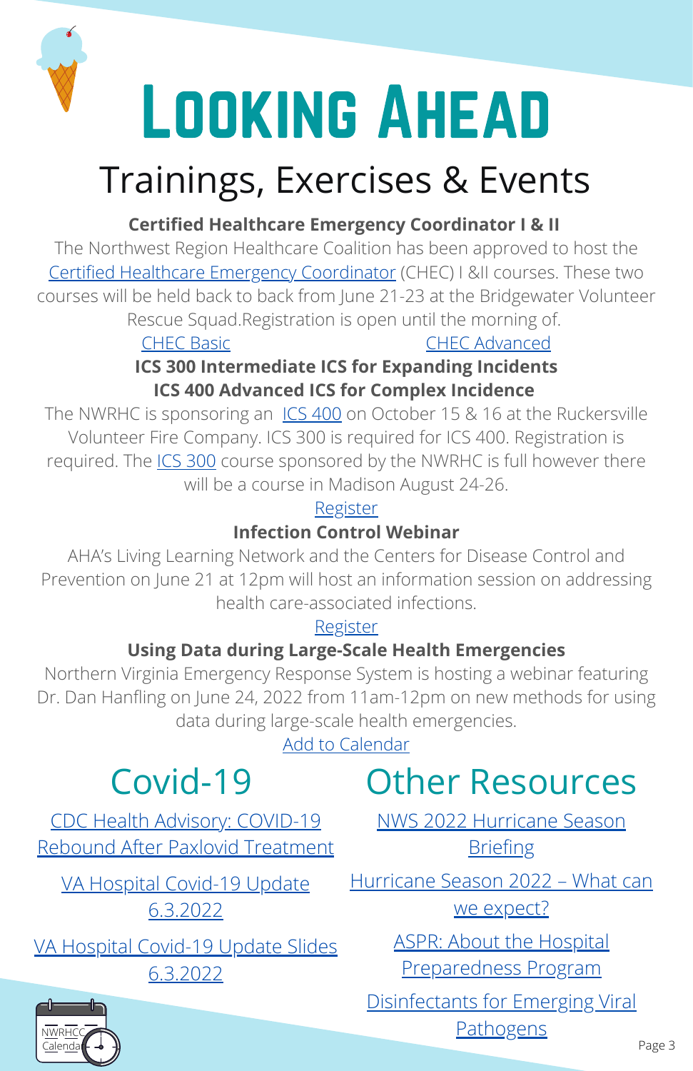# Looking Ahead

## Trainings, Exercises & Events

**Certified Healthcare Emergency Coordinator I & II**

The Northwest Region Healthcare Coalition has been approved to host the Certified Healthcare Emergency Coordinator (CHEC) I &II courses. These two courses will be held back to back from June 21-23 at the Bridgewater Volunteer Rescue Squad.Registration is open until the morning of.

CHEC Basic

CHEC Advanced

**ICS 300 Intermediate ICS for Expanding Incidents**
**ICS 400 Advanced ICS for Complex Incidence**

The NWRHC is sponsoring an ICS 400 on October 15 & 16 at the Ruckersville Volunteer Fire Company. ICS 300 is required for ICS 400. Registration is required. The ICS 300 course sponsored by the NWRHC is full however there will be a course in Madison August 24-26.

Register

**Infection Control Webinar**

AHA's Living Learning Network and the Centers for Disease Control and Prevention on June 21 at 12pm will host an information session on addressing health care-associated infections.

Register

**Using Data during Large-Scale Health Emergencies**

Northern Virginia Emergency Response System is hosting a webinar featuring Dr. Dan Hanfling on June 24, 2022 from 11am-12pm on new methods for using data during large-scale health emergencies.

Add to Calendar

## Covid-19

CDC Health Advisory: COVID-19 Rebound After Paxlovid Treatment

VA Hospital Covid-19 Update 6.3.2022

VA Hospital Covid-19 Update Slides 6.3.2022

## Other Resources

NWS 2022 Hurricane Season Briefing

Hurricane Season 2022 – What can we expect?

ASPR: About the Hospital Preparedness Program

Disinfectants for Emerging Viral Pathogens

NWRHCC Calendar